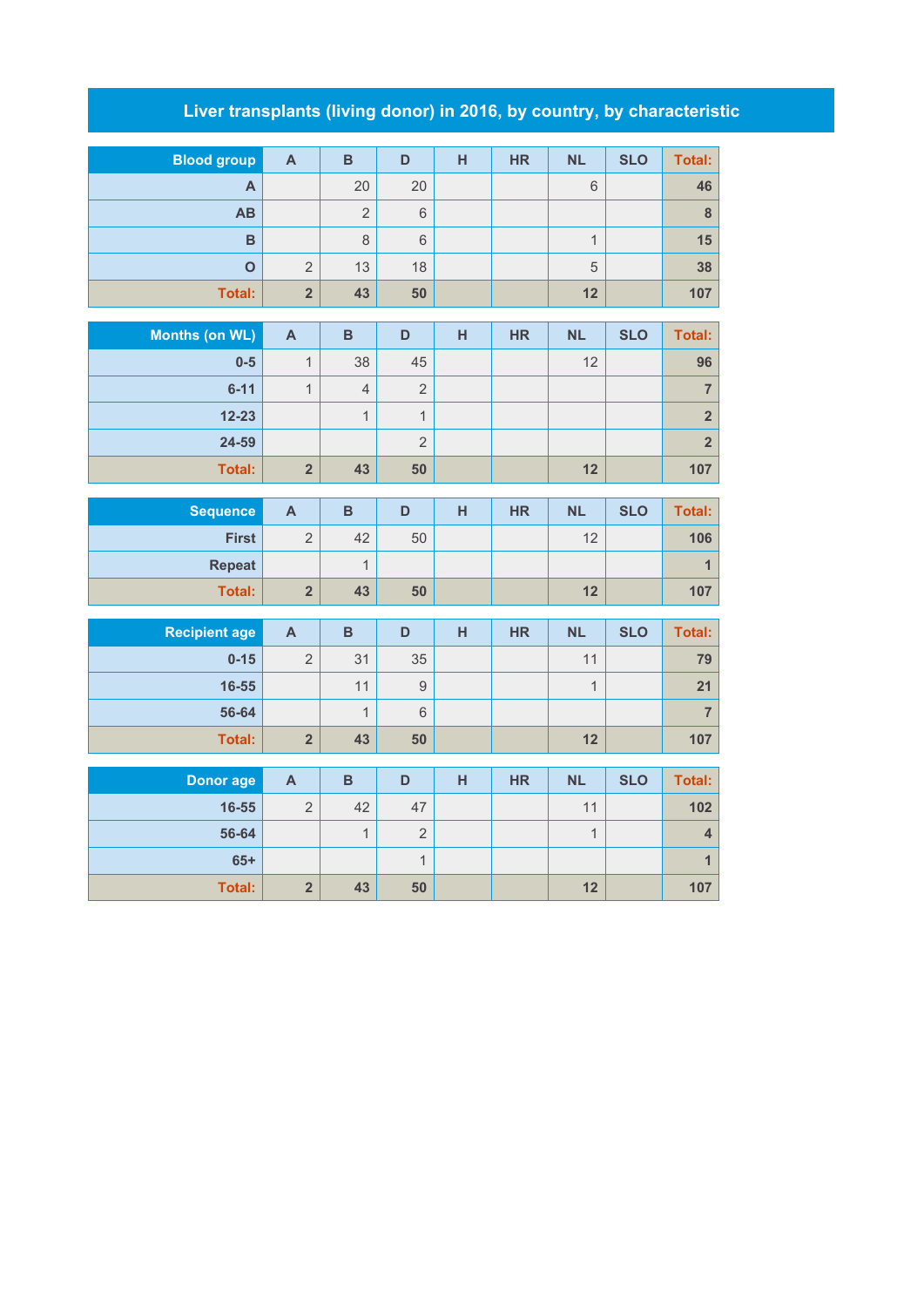# Liver transplants (living donor) in 2016, by country, by characteristic

| Blood group | A | B | D | H | HR | NL | SLO | Total: |
|---|---|---|---|---|---|---|---|---|
| A | | 20 | 20 | | | 6 | | 46 |
| AB | | 2 | 6 | | | | | 8 |
| B | | 8 | 6 | | | 1 | | 15 |
| O | 2 | 13 | 18 | | | 5 | | 38 |
| Total: | 2 | 43 | 50 | | | 12 | | 107 |

| Months (on WL) | A | B | D | H | HR | NL | SLO | Total: |
|---|---|---|---|---|---|---|---|---|
| 0-5 | 1 | 38 | 45 | | | 12 | | 96 |
| 6-11 | 1 | 4 | 2 | | | | | 7 |
| 12-23 | | 1 | 1 | | | | | 2 |
| 24-59 | | | 2 | | | | | 2 |
| Total: | 2 | 43 | 50 | | | 12 | | 107 |

| Sequence | A | B | D | H | HR | NL | SLO | Total: |
|---|---|---|---|---|---|---|---|---|
| First | 2 | 42 | 50 | | | 12 | | 106 |
| Repeat | | 1 | | | | | | 1 |
| Total: | 2 | 43 | 50 | | | 12 | | 107 |

| Recipient age | A | B | D | H | HR | NL | SLO | Total: |
|---|---|---|---|---|---|---|---|---|
| 0-15 | 2 | 31 | 35 | | | 11 | | 79 |
| 16-55 | | 11 | 9 | | | 1 | | 21 |
| 56-64 | | 1 | 6 | | | | | 7 |
| Total: | 2 | 43 | 50 | | | 12 | | 107 |

| Donor age | A | B | D | H | HR | NL | SLO | Total: |
|---|---|---|---|---|---|---|---|---|
| 16-55 | 2 | 42 | 47 | | | 11 | | 102 |
| 56-64 | | 1 | 2 | | | 1 | | 4 |
| 65+ | | | 1 | | | | | 1 |
| Total: | 2 | 43 | 50 | | | 12 | | 107 |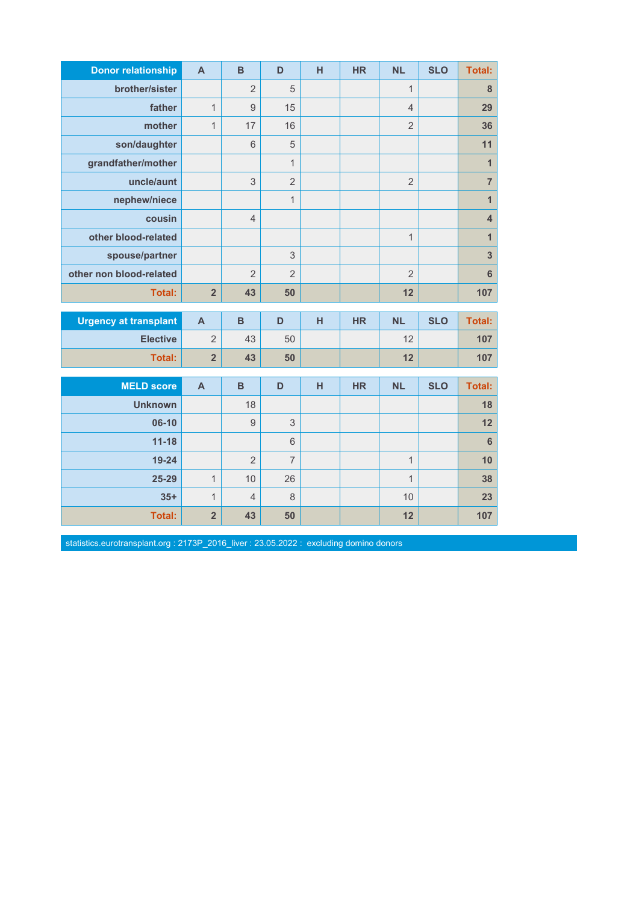| Donor relationship | A | B | D | H | HR | NL | SLO | Total: |
|---|---|---|---|---|---|---|---|---|
| brother/sister | | 2 | 5 | | | 1 | | 8 |
| father | 1 | 9 | 15 | | | 4 | | 29 |
| mother | 1 | 17 | 16 | | | 2 | | 36 |
| son/daughter | | 6 | 5 | | | | | 11 |
| grandfather/mother | | | 1 | | | | | 1 |
| uncle/aunt | | 3 | 2 | | | 2 | | 7 |
| nephew/niece | | | 1 | | | | | 1 |
| cousin | | 4 | | | | | | 4 |
| other blood-related | | | | | | 1 | | 1 |
| spouse/partner | | | 3 | | | | | 3 |
| other non blood-related | | 2 | 2 | | | 2 | | 6 |
| **Total:** | **2** | **43** | **50** | | | **12** | | **107** |

| Urgency at transplant | A | B | D | H | HR | NL | SLO | Total: |
|---|---|---|---|---|---|---|---|---|
| Elective | 2 | 43 | 50 | | | 12 | | 107 |
| **Total:** | **2** | **43** | **50** | | | **12** | | **107** |

| MELD score | A | B | D | H | HR | NL | SLO | Total: |
|---|---|---|---|---|---|---|---|---|
| Unknown | | 18 | | | | | | 18 |
| 06-10 | | 9 | 3 | | | | | 12 |
| 11-18 | | | 6 | | | | | 6 |
| 19-24 | | 2 | 7 | | | 1 | | 10 |
| 25-29 | 1 | 10 | 26 | | | 1 | | 38 |
| 35+ | 1 | 4 | 8 | | | 10 | | 23 |
| **Total:** | **2** | **43** | **50** | | | **12** | | **107** |

statistics.eurotransplant.org : 2173P_2016_liver : 23.05.2022 : excluding domino donors